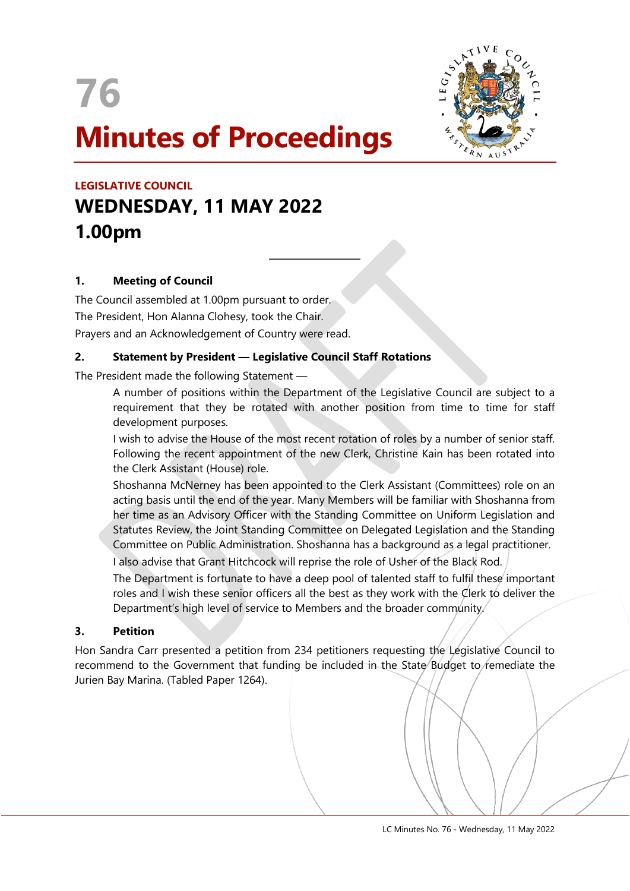# 76

# Minutes of Proceedings

**LEGISLATIVE COUNCIL**

## WEDNESDAY, 11 MAY 2022

## 1.00pm

### 1. Meeting of Council

The Council assembled at 1.00pm pursuant to order.

The President, Hon Alanna Clohesy, took the Chair.

Prayers and an Acknowledgement of Country were read.

### 2. Statement by President — Legislative Council Staff Rotations

The President made the following Statement —

> A number of positions within the Department of the Legislative Council are subject to a requirement that they be rotated with another position from time to time for staff development purposes.
>
> I wish to advise the House of the most recent rotation of roles by a number of senior staff. Following the recent appointment of the new Clerk, Christine Kain has been rotated into the Clerk Assistant (House) role.
>
> Shoshanna McNerney has been appointed to the Clerk Assistant (Committees) role on an acting basis until the end of the year. Many Members will be familiar with Shoshanna from her time as an Advisory Officer with the Standing Committee on Uniform Legislation and Statutes Review, the Joint Standing Committee on Delegated Legislation and the Standing Committee on Public Administration. Shoshanna has a background as a legal practitioner.
>
> I also advise that Grant Hitchcock will reprise the role of Usher of the Black Rod.
>
> The Department is fortunate to have a deep pool of talented staff to fulfil these important roles and I wish these senior officers all the best as they work with the Clerk to deliver the Department's high level of service to Members and the broader community.

### 3. Petition

Hon Sandra Carr presented a petition from 234 petitioners requesting the Legislative Council to recommend to the Government that funding be included in the State Budget to remediate the Jurien Bay Marina. (Tabled Paper 1264).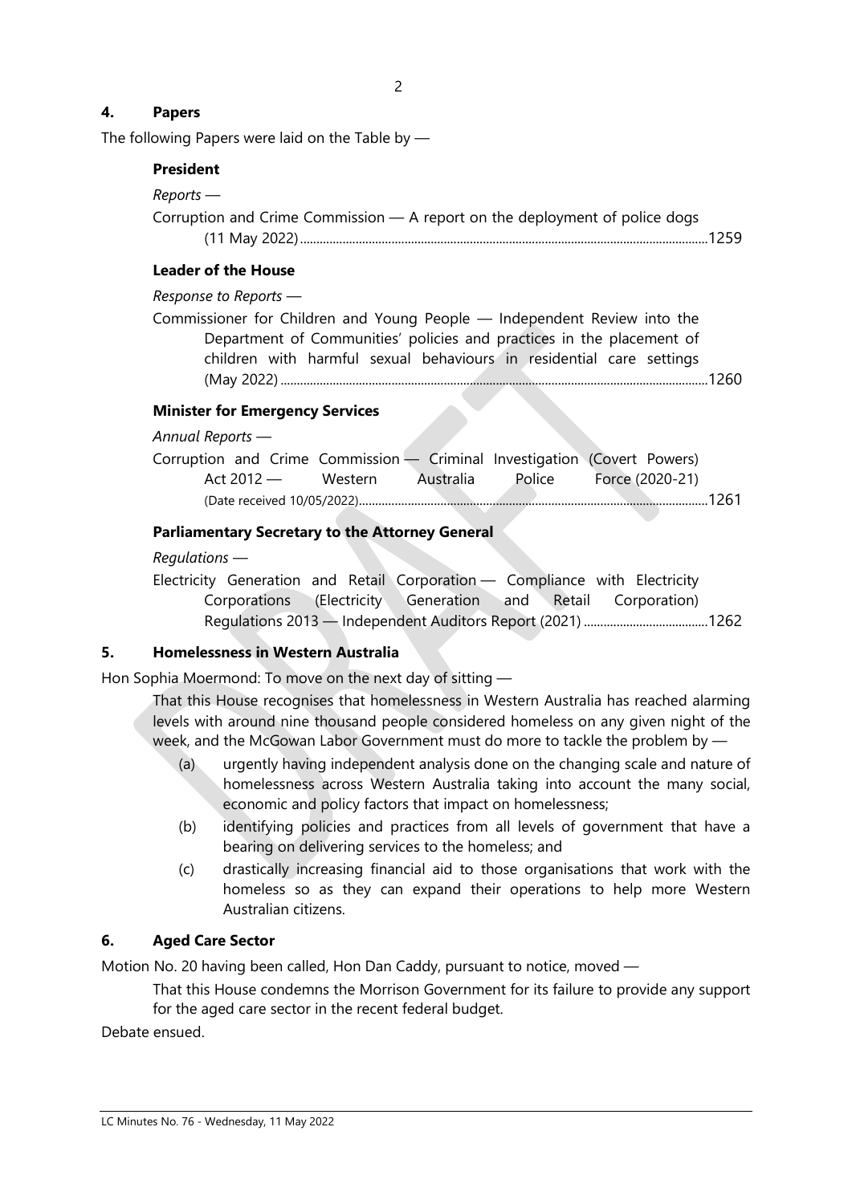## 4. Papers

The following Papers were laid on the Table by —

**President**

*Reports* —

Corruption and Crime Commission — A report on the deployment of police dogs (11 May 2022) ............................................................................................................1259

**Leader of the House**

*Response to Reports* —

Commissioner for Children and Young People — Independent Review into the Department of Communities' policies and practices in the placement of children with harmful sexual behaviours in residential care settings (May 2022) ............................................................................................................1260

**Minister for Emergency Services**

*Annual Reports* —

Corruption and Crime Commission — Criminal Investigation (Covert Powers) Act 2012 — Western Australia Police Force (2020-21) (Date received 10/05/2022)............................................................................................................1261

**Parliamentary Secretary to the Attorney General**

*Regulations* —

Electricity Generation and Retail Corporation — Compliance with Electricity Corporations (Electricity Generation and Retail Corporation) Regulations 2013 — Independent Auditors Report (2021) ......................................1262

## 5. Homelessness in Western Australia

Hon Sophia Moermond: To move on the next day of sitting —

That this House recognises that homelessness in Western Australia has reached alarming levels with around nine thousand people considered homeless on any given night of the week, and the McGowan Labor Government must do more to tackle the problem by —

(a) urgently having independent analysis done on the changing scale and nature of homelessness across Western Australia taking into account the many social, economic and policy factors that impact on homelessness;

(b) identifying policies and practices from all levels of government that have a bearing on delivering services to the homeless; and

(c) drastically increasing financial aid to those organisations that work with the homeless so as they can expand their operations to help more Western Australian citizens.

## 6. Aged Care Sector

Motion No. 20 having been called, Hon Dan Caddy, pursuant to notice, moved —

That this House condemns the Morrison Government for its failure to provide any support for the aged care sector in the recent federal budget.

Debate ensued.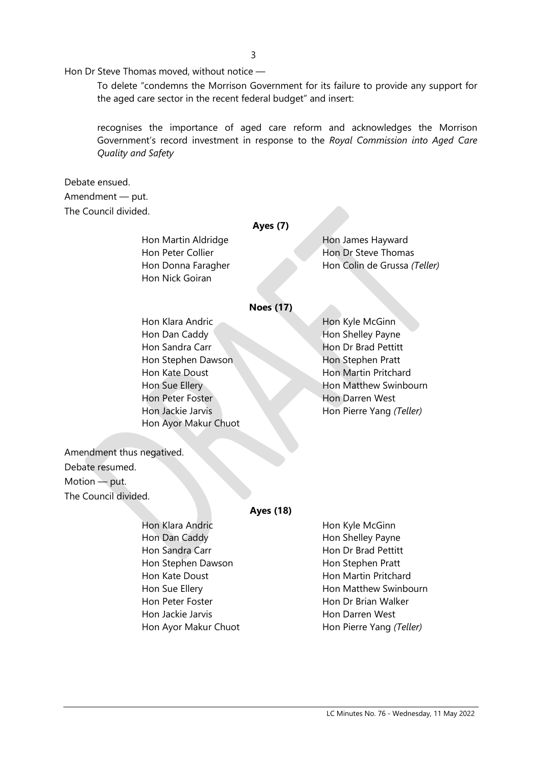Hon Dr Steve Thomas moved, without notice —

> To delete "condemns the Morrison Government for its failure to provide any support for the aged care sector in the recent federal budget" and insert:
>
> recognises the importance of aged care reform and acknowledges the Morrison Government's record investment in response to the *Royal Commission into Aged Care Quality and Safety*

Debate ensued.

Amendment — put.

The Council divided.

**Ayes (7)**

| | |
|---|---|
| Hon Martin Aldridge | Hon James Hayward |
| Hon Peter Collier | Hon Dr Steve Thomas |
| Hon Donna Faragher | Hon Colin de Grussa *(Teller)* |
| Hon Nick Goiran | |

**Noes (17)**

| | |
|---|---|
| Hon Klara Andric | Hon Kyle McGinn |
| Hon Dan Caddy | Hon Shelley Payne |
| Hon Sandra Carr | Hon Dr Brad Pettitt |
| Hon Stephen Dawson | Hon Stephen Pratt |
| Hon Kate Doust | Hon Martin Pritchard |
| Hon Sue Ellery | Hon Matthew Swinbourn |
| Hon Peter Foster | Hon Darren West |
| Hon Jackie Jarvis | Hon Pierre Yang *(Teller)* |
| Hon Ayor Makur Chuot | |

Amendment thus negatived.

Debate resumed.

Motion — put.

The Council divided.

**Ayes (18)**

| | |
|---|---|
| Hon Klara Andric | Hon Kyle McGinn |
| Hon Dan Caddy | Hon Shelley Payne |
| Hon Sandra Carr | Hon Dr Brad Pettitt |
| Hon Stephen Dawson | Hon Stephen Pratt |
| Hon Kate Doust | Hon Martin Pritchard |
| Hon Sue Ellery | Hon Matthew Swinbourn |
| Hon Peter Foster | Hon Dr Brian Walker |
| Hon Jackie Jarvis | Hon Darren West |
| Hon Ayor Makur Chuot | Hon Pierre Yang *(Teller)* |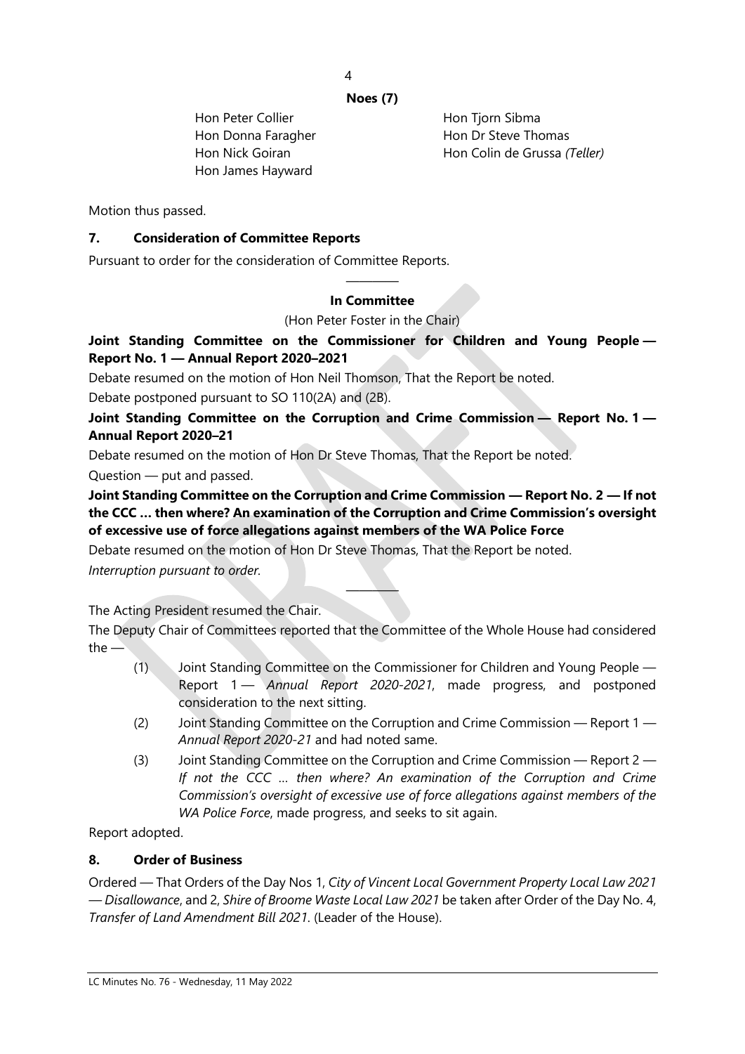**Noes (7)**

| | |
|---|---|
| Hon Peter Collier | Hon Tjorn Sibma |
| Hon Donna Faragher | Hon Dr Steve Thomas |
| Hon Nick Goiran | Hon Colin de Grussa *(Teller)* |
| Hon James Hayward | |

Motion thus passed.

## 7. Consideration of Committee Reports

Pursuant to order for the consideration of Committee Reports.

---

**In Committee**

(Hon Peter Foster in the Chair)

**Joint Standing Committee on the Commissioner for Children and Young People — Report No. 1 — Annual Report 2020–2021**

Debate resumed on the motion of Hon Neil Thomson, That the Report be noted.

Debate postponed pursuant to SO 110(2A) and (2B).

**Joint Standing Committee on the Corruption and Crime Commission — Report No. 1 — Annual Report 2020–21**

Debate resumed on the motion of Hon Dr Steve Thomas, That the Report be noted.

Question — put and passed.

**Joint Standing Committee on the Corruption and Crime Commission — Report No. 2 — If not the CCC … then where? An examination of the Corruption and Crime Commission's oversight of excessive use of force allegations against members of the WA Police Force**

Debate resumed on the motion of Hon Dr Steve Thomas, That the Report be noted.

*Interruption pursuant to order.*

---

The Acting President resumed the Chair.

The Deputy Chair of Committees reported that the Committee of the Whole House had considered the —

(1) Joint Standing Committee on the Commissioner for Children and Young People — Report 1 — *Annual Report 2020-2021*, made progress, and postponed consideration to the next sitting.

(2) Joint Standing Committee on the Corruption and Crime Commission — Report 1 — *Annual Report 2020-21* and had noted same.

(3) Joint Standing Committee on the Corruption and Crime Commission — Report 2 — *If not the CCC … then where? An examination of the Corruption and Crime Commission's oversight of excessive use of force allegations against members of the WA Police Force*, made progress, and seeks to sit again.

Report adopted.

## 8. Order of Business

Ordered — That Orders of the Day Nos 1, *City of Vincent Local Government Property Local Law 2021 — Disallowance*, and 2, *Shire of Broome Waste Local Law 2021* be taken after Order of the Day No. 4, *Transfer of Land Amendment Bill 2021*. (Leader of the House).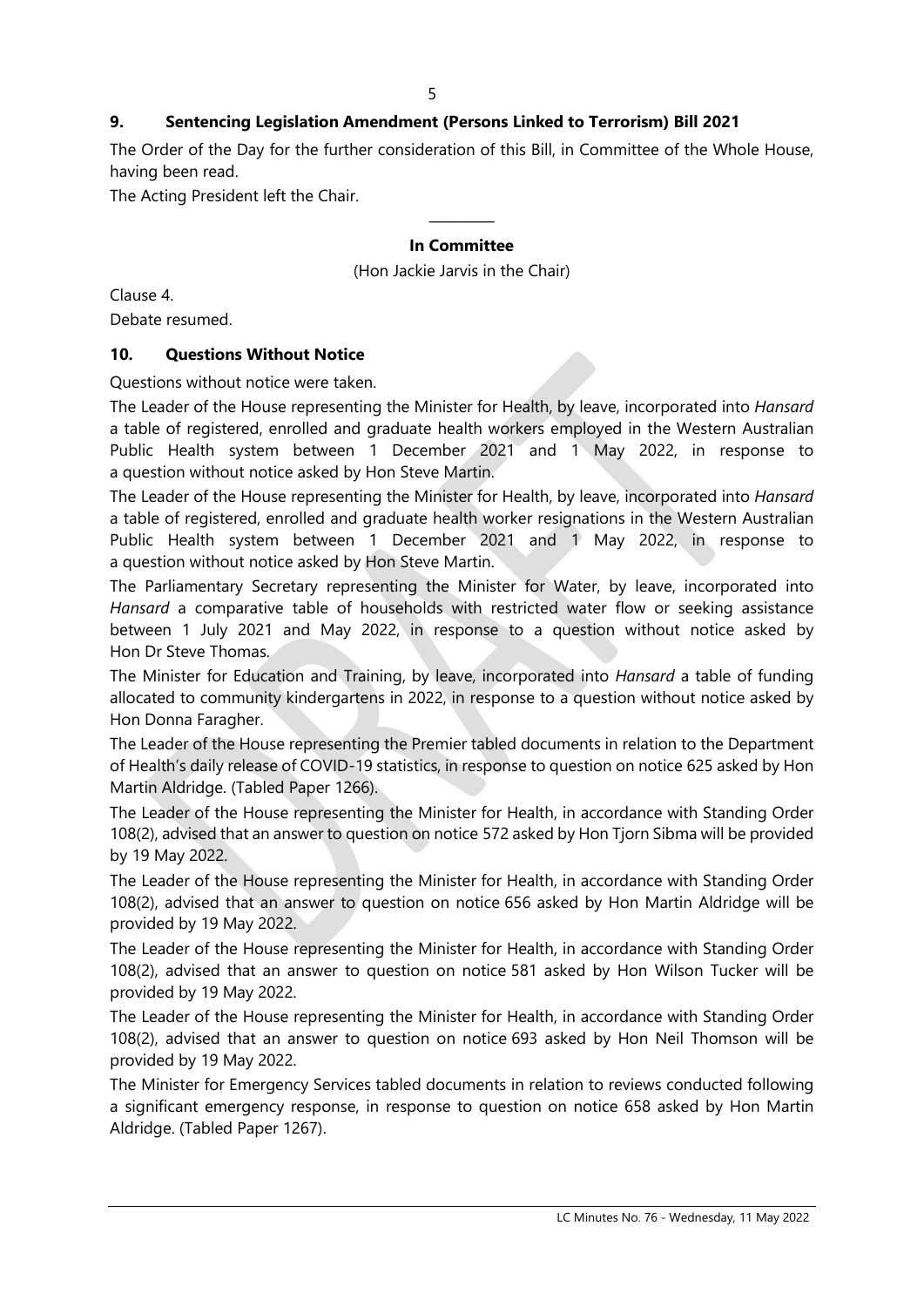## 9. Sentencing Legislation Amendment (Persons Linked to Terrorism) Bill 2021

The Order of the Day for the further consideration of this Bill, in Committee of the Whole House, having been read.

The Acting President left the Chair.

————

### In Committee

(Hon Jackie Jarvis in the Chair)

Clause 4.

Debate resumed.

## 10. Questions Without Notice

Questions without notice were taken.

The Leader of the House representing the Minister for Health, by leave, incorporated into *Hansard* a table of registered, enrolled and graduate health workers employed in the Western Australian Public Health system between 1 December 2021 and 1 May 2022, in response to a question without notice asked by Hon Steve Martin.

The Leader of the House representing the Minister for Health, by leave, incorporated into *Hansard* a table of registered, enrolled and graduate health worker resignations in the Western Australian Public Health system between 1 December 2021 and 1 May 2022, in response to a question without notice asked by Hon Steve Martin.

The Parliamentary Secretary representing the Minister for Water, by leave, incorporated into *Hansard* a comparative table of households with restricted water flow or seeking assistance between 1 July 2021 and May 2022, in response to a question without notice asked by Hon Dr Steve Thomas.

The Minister for Education and Training, by leave, incorporated into *Hansard* a table of funding allocated to community kindergartens in 2022, in response to a question without notice asked by Hon Donna Faragher.

The Leader of the House representing the Premier tabled documents in relation to the Department of Health's daily release of COVID-19 statistics, in response to question on notice 625 asked by Hon Martin Aldridge. (Tabled Paper 1266).

The Leader of the House representing the Minister for Health, in accordance with Standing Order 108(2), advised that an answer to question on notice 572 asked by Hon Tjorn Sibma will be provided by 19 May 2022.

The Leader of the House representing the Minister for Health, in accordance with Standing Order 108(2), advised that an answer to question on notice 656 asked by Hon Martin Aldridge will be provided by 19 May 2022.

The Leader of the House representing the Minister for Health, in accordance with Standing Order 108(2), advised that an answer to question on notice 581 asked by Hon Wilson Tucker will be provided by 19 May 2022.

The Leader of the House representing the Minister for Health, in accordance with Standing Order 108(2), advised that an answer to question on notice 693 asked by Hon Neil Thomson will be provided by 19 May 2022.

The Minister for Emergency Services tabled documents in relation to reviews conducted following a significant emergency response, in response to question on notice 658 asked by Hon Martin Aldridge. (Tabled Paper 1267).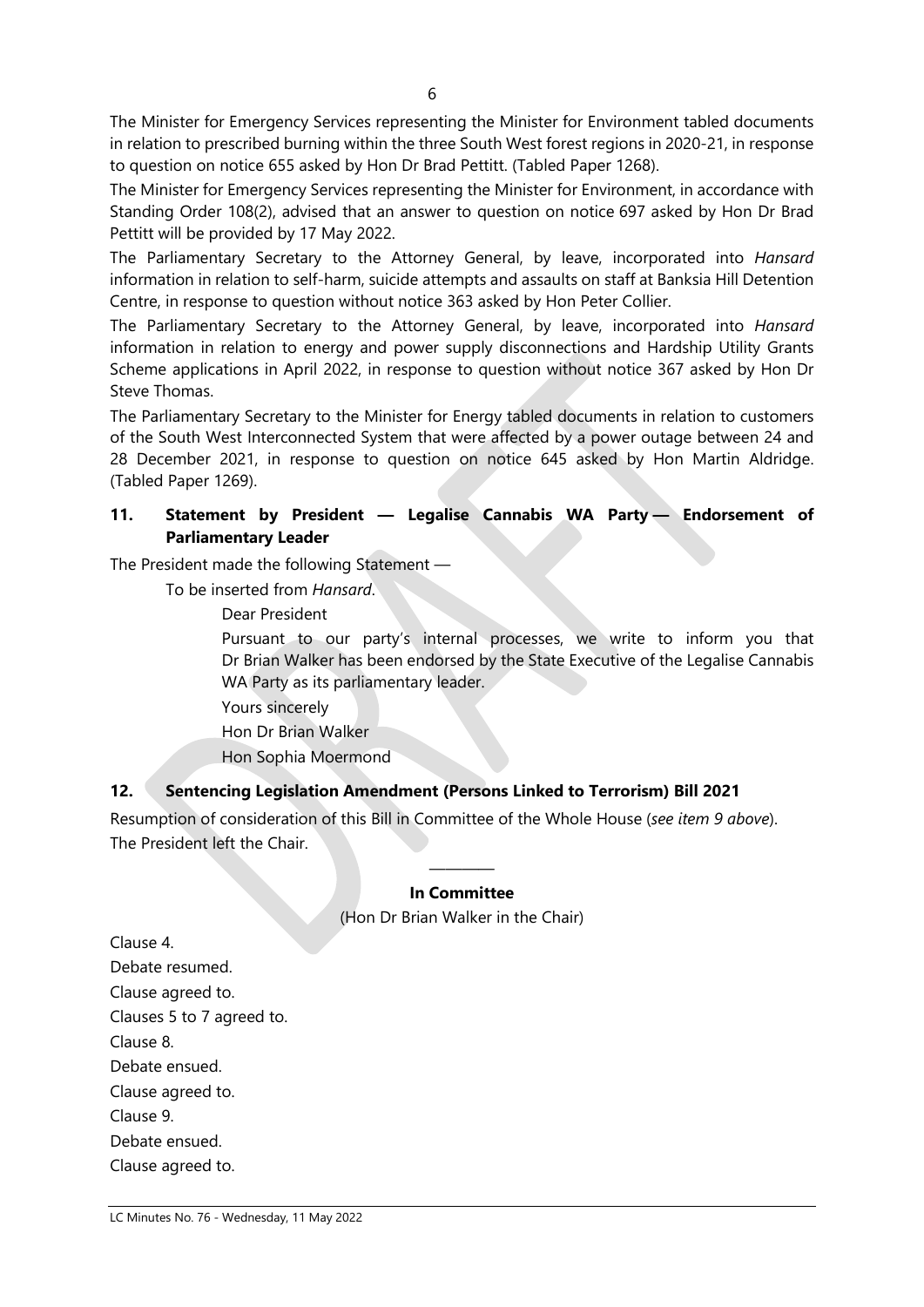The Minister for Emergency Services representing the Minister for Environment tabled documents in relation to prescribed burning within the three South West forest regions in 2020-21, in response to question on notice 655 asked by Hon Dr Brad Pettitt. (Tabled Paper 1268).

The Minister for Emergency Services representing the Minister for Environment, in accordance with Standing Order 108(2), advised that an answer to question on notice 697 asked by Hon Dr Brad Pettitt will be provided by 17 May 2022.

The Parliamentary Secretary to the Attorney General, by leave, incorporated into *Hansard* information in relation to self-harm, suicide attempts and assaults on staff at Banksia Hill Detention Centre, in response to question without notice 363 asked by Hon Peter Collier.

The Parliamentary Secretary to the Attorney General, by leave, incorporated into *Hansard* information in relation to energy and power supply disconnections and Hardship Utility Grants Scheme applications in April 2022, in response to question without notice 367 asked by Hon Dr Steve Thomas.

The Parliamentary Secretary to the Minister for Energy tabled documents in relation to customers of the South West Interconnected System that were affected by a power outage between 24 and 28 December 2021, in response to question on notice 645 asked by Hon Martin Aldridge. (Tabled Paper 1269).

## 11. Statement by President — Legalise Cannabis WA Party — Endorsement of Parliamentary Leader

The President made the following Statement —

> To be inserted from *Hansard*.
>
> > Dear President
> >
> > Pursuant to our party's internal processes, we write to inform you that Dr Brian Walker has been endorsed by the State Executive of the Legalise Cannabis WA Party as its parliamentary leader.
> >
> > Yours sincerely
> >
> > Hon Dr Brian Walker
> >
> > Hon Sophia Moermond

## 12. Sentencing Legislation Amendment (Persons Linked to Terrorism) Bill 2021

Resumption of consideration of this Bill in Committee of the Whole House (*see item 9 above*).

The President left the Chair.

---

**In Committee**

(Hon Dr Brian Walker in the Chair)

Clause 4.

Debate resumed.

Clause agreed to.

Clauses 5 to 7 agreed to.

Clause 8.

Debate ensued.

Clause agreed to.

Clause 9.

Debate ensued.

Clause agreed to.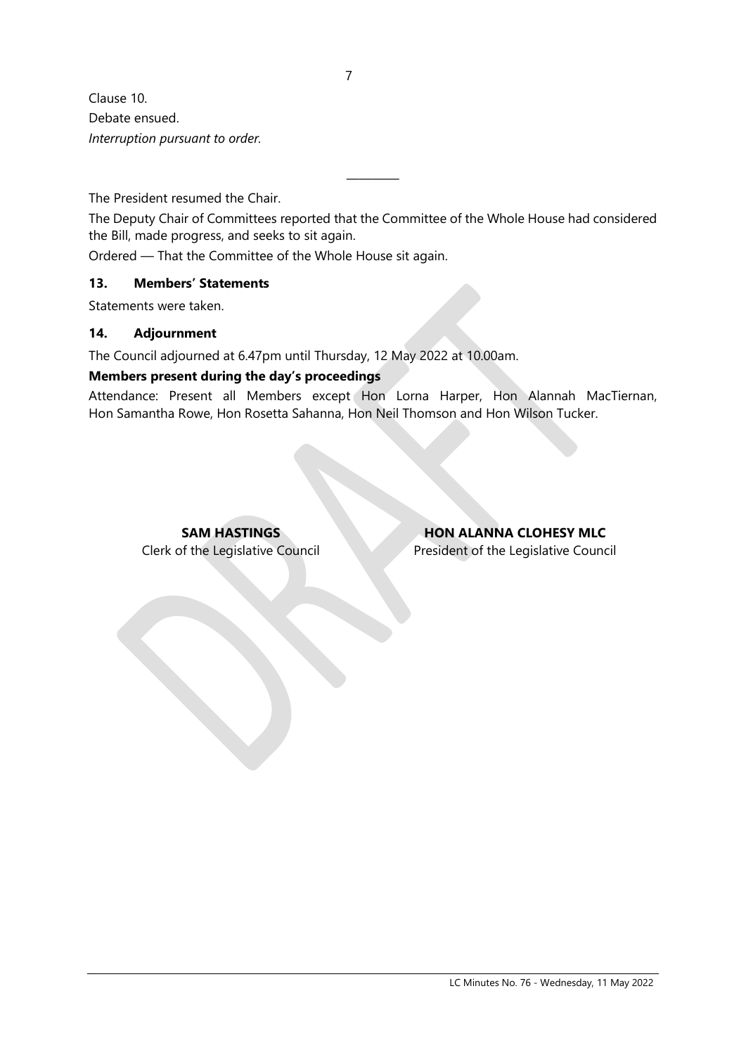Clause 10.

Debate ensued.

*Interruption pursuant to order.*

---

The President resumed the Chair.

The Deputy Chair of Committees reported that the Committee of the Whole House had considered the Bill, made progress, and seeks to sit again.

Ordered — That the Committee of the Whole House sit again.

### 13. Members' Statements

Statements were taken.

### 14. Adjournment

The Council adjourned at 6.47pm until Thursday, 12 May 2022 at 10.00am.

**Members present during the day's proceedings**

Attendance: Present all Members except Hon Lorna Harper, Hon Alannah MacTiernan, Hon Samantha Rowe, Hon Rosetta Sahanna, Hon Neil Thomson and Hon Wilson Tucker.

**SAM HASTINGS**
Clerk of the Legislative Council

**HON ALANNA CLOHESY MLC**
President of the Legislative Council